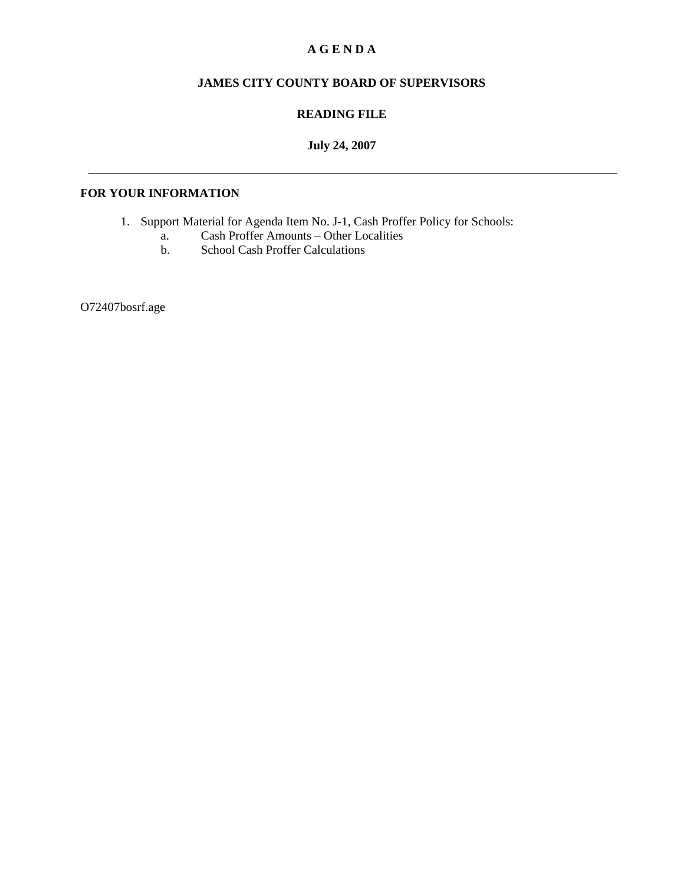# A G E N D A

## JAMES CITY COUNTY BOARD OF SUPERVISORS

## READING FILE

**July 24, 2007**

---

**FOR YOUR INFORMATION**

1. Support Material for Agenda Item No. J-1, Cash Proffer Policy for Schools:
   a. Cash Proffer Amounts – Other Localities
   b. School Cash Proffer Calculations

O72407bosrf.age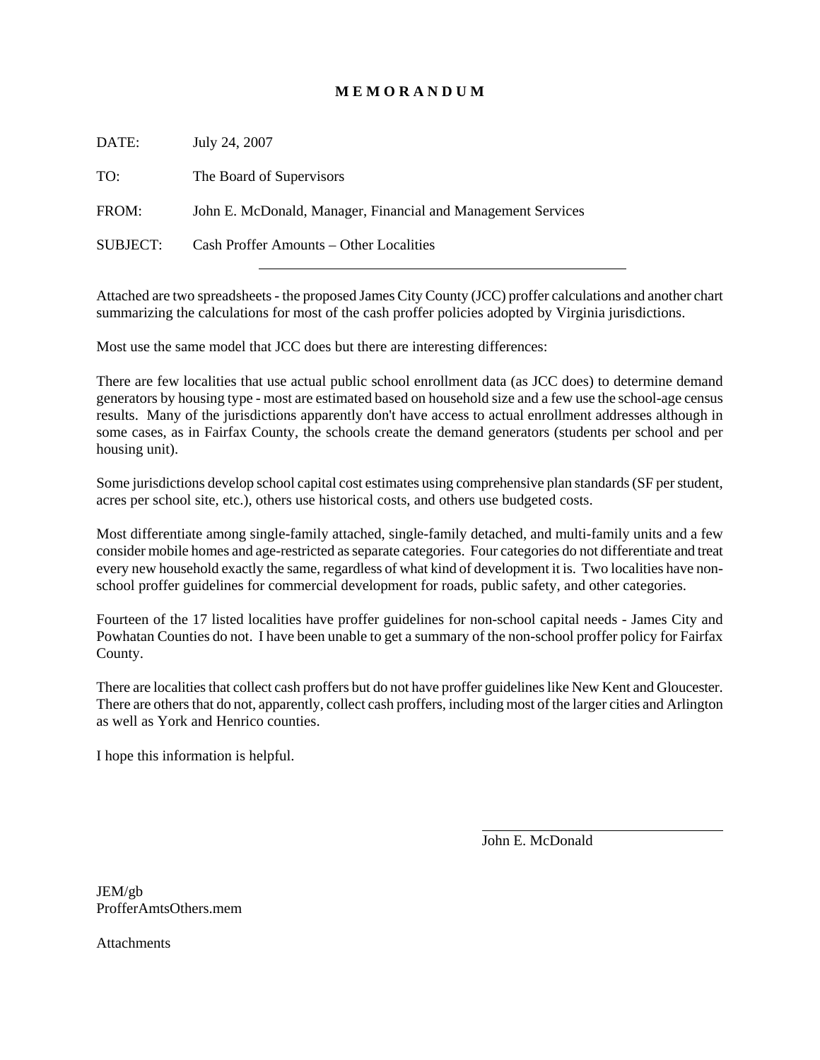# M E M O R A N D U M

DATE: July 24, 2007

TO: The Board of Supervisors

FROM: John E. McDonald, Manager, Financial and Management Services

SUBJECT: Cash Proffer Amounts – Other Localities

---

Attached are two spreadsheets - the proposed James City County (JCC) proffer calculations and another chart summarizing the calculations for most of the cash proffer policies adopted by Virginia jurisdictions.

Most use the same model that JCC does but there are interesting differences:

There are few localities that use actual public school enrollment data (as JCC does) to determine demand generators by housing type - most are estimated based on household size and a few use the school-age census results. Many of the jurisdictions apparently don't have access to actual enrollment addresses although in some cases, as in Fairfax County, the schools create the demand generators (students per school and per housing unit).

Some jurisdictions develop school capital cost estimates using comprehensive plan standards (SF per student, acres per school site, etc.), others use historical costs, and others use budgeted costs.

Most differentiate among single-family attached, single-family detached, and multi-family units and a few consider mobile homes and age-restricted as separate categories. Four categories do not differentiate and treat every new household exactly the same, regardless of what kind of development it is. Two localities have non-school proffer guidelines for commercial development for roads, public safety, and other categories.

Fourteen of the 17 listed localities have proffer guidelines for non-school capital needs - James City and Powhatan Counties do not. I have been unable to get a summary of the non-school proffer policy for Fairfax County.

There are localities that collect cash proffers but do not have proffer guidelines like New Kent and Gloucester. There are others that do not, apparently, collect cash proffers, including most of the larger cities and Arlington as well as York and Henrico counties.

I hope this information is helpful.

John E. McDonald

JEM/gb
ProfferAmtsOthers.mem

Attachments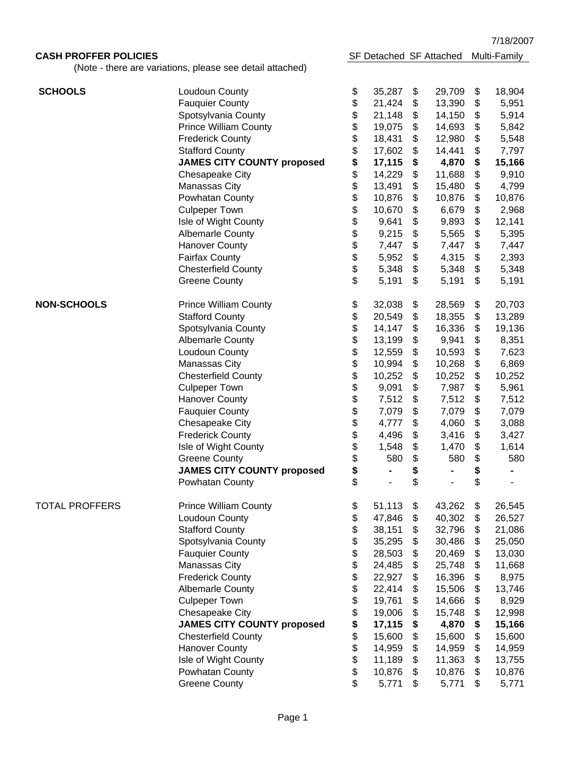7/18/2007

**CASH PROFFER POLICIES**

(Note - there are variations, please see detail attached)

| | | SF Detached | SF Attached | Multi-Family |
|---|---|---|---|---|
| **SCHOOLS** | Loudoun County | $ 35,287 | $ 29,709 | $ 18,904 |
| | Fauquier County | $ 21,424 | $ 13,390 | $ 5,951 |
| | Spotsylvania County | $ 21,148 | $ 14,150 | $ 5,914 |
| | Prince William County | $ 19,075 | $ 14,693 | $ 5,842 |
| | Frederick County | $ 18,431 | $ 12,980 | $ 5,548 |
| | Stafford County | $ 17,602 | $ 14,441 | $ 7,797 |
| | **JAMES CITY COUNTY proposed** | **$ 17,115** | **$ 4,870** | **$ 15,166** |
| | Chesapeake City | $ 14,229 | $ 11,688 | $ 9,910 |
| | Manassas City | $ 13,491 | $ 15,480 | $ 4,799 |
| | Powhatan County | $ 10,876 | $ 10,876 | $ 10,876 |
| | Culpeper Town | $ 10,670 | $ 6,679 | $ 2,968 |
| | Isle of Wight County | $ 9,641 | $ 9,893 | $ 12,141 |
| | Albemarle County | $ 9,215 | $ 5,565 | $ 5,395 |
| | Hanover County | $ 7,447 | $ 7,447 | $ 7,447 |
| | Fairfax County | $ 5,952 | $ 4,315 | $ 2,393 |
| | Chesterfield County | $ 5,348 | $ 5,348 | $ 5,348 |
| | Greene County | $ 5,191 | $ 5,191 | $ 5,191 |
| **NON-SCHOOLS** | Prince William County | $ 32,038 | $ 28,569 | $ 20,703 |
| | Stafford County | $ 20,549 | $ 18,355 | $ 13,289 |
| | Spotsylvania County | $ 14,147 | $ 16,336 | $ 19,136 |
| | Albemarle County | $ 13,199 | $ 9,941 | $ 8,351 |
| | Loudoun County | $ 12,559 | $ 10,593 | $ 7,623 |
| | Manassas City | $ 10,994 | $ 10,268 | $ 6,869 |
| | Chesterfield County | $ 10,252 | $ 10,252 | $ 10,252 |
| | Culpeper Town | $ 9,091 | $ 7,987 | $ 5,961 |
| | Hanover County | $ 7,512 | $ 7,512 | $ 7,512 |
| | Fauquier County | $ 7,079 | $ 7,079 | $ 7,079 |
| | Chesapeake City | $ 4,777 | $ 4,060 | $ 3,088 |
| | Frederick County | $ 4,496 | $ 3,416 | $ 3,427 |
| | Isle of Wight County | $ 1,548 | $ 1,470 | $ 1,614 |
| | Greene County | $ 580 | $ 580 | $ 580 |
| | **JAMES CITY COUNTY proposed** | **$ -** | **$ -** | **$ -** |
| | Powhatan County | $ - | $ - | $ - |
| TOTAL PROFFERS | Prince William County | $ 51,113 | $ 43,262 | $ 26,545 |
| | Loudoun County | $ 47,846 | $ 40,302 | $ 26,527 |
| | Stafford County | $ 38,151 | $ 32,796 | $ 21,086 |
| | Spotsylvania County | $ 35,295 | $ 30,486 | $ 25,050 |
| | Fauquier County | $ 28,503 | $ 20,469 | $ 13,030 |
| | Manassas City | $ 24,485 | $ 25,748 | $ 11,668 |
| | Frederick County | $ 22,927 | $ 16,396 | $ 8,975 |
| | Albemarle County | $ 22,414 | $ 15,506 | $ 13,746 |
| | Culpeper Town | $ 19,761 | $ 14,666 | $ 8,929 |
| | Chesapeake City | $ 19,006 | $ 15,748 | $ 12,998 |
| | **JAMES CITY COUNTY proposed** | **$ 17,115** | **$ 4,870** | **$ 15,166** |
| | Chesterfield County | $ 15,600 | $ 15,600 | $ 15,600 |
| | Hanover County | $ 14,959 | $ 14,959 | $ 14,959 |
| | Isle of Wight County | $ 11,189 | $ 11,363 | $ 13,755 |
| | Powhatan County | $ 10,876 | $ 10,876 | $ 10,876 |
| | Greene County | $ 5,771 | $ 5,771 | $ 5,771 |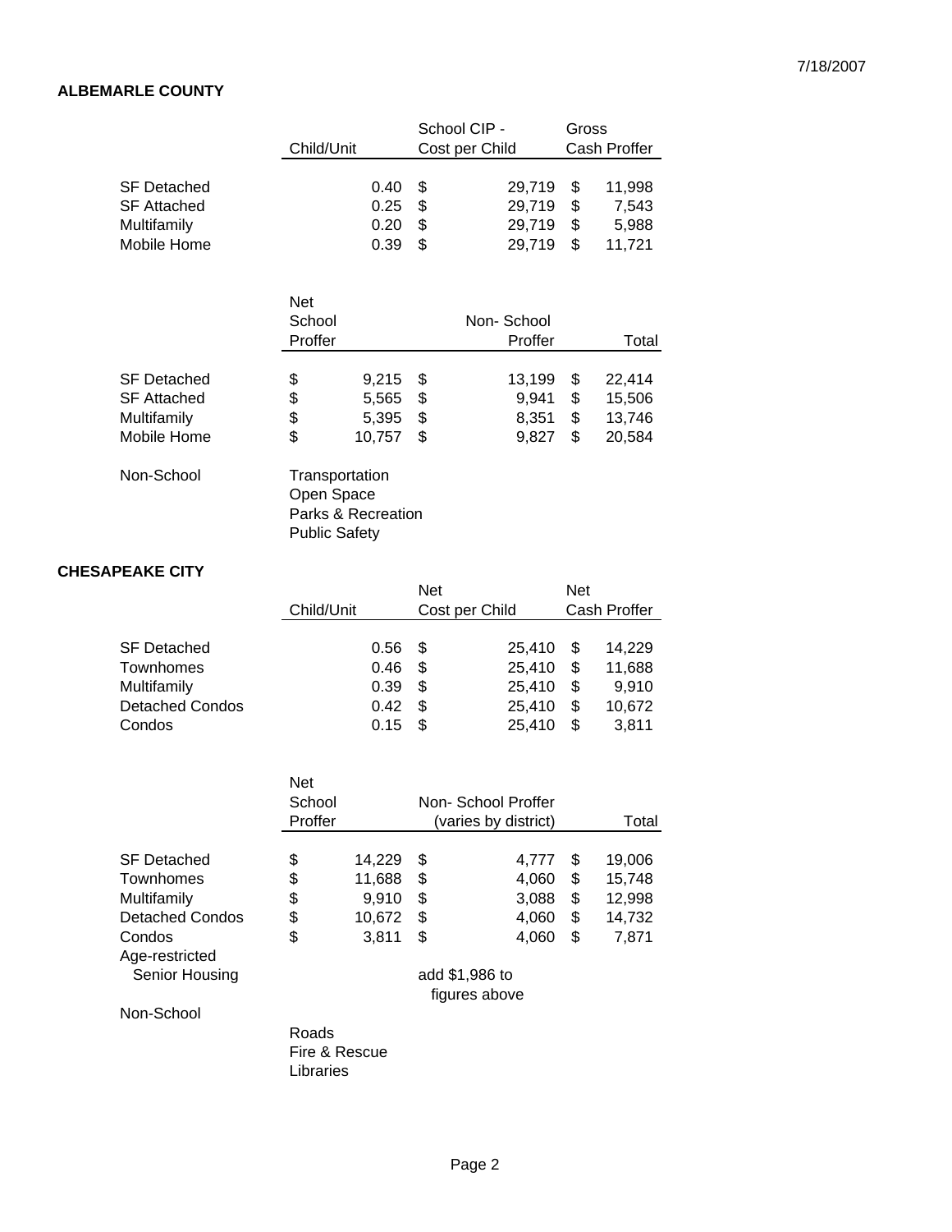**ALBEMARLE COUNTY**

| | Child/Unit | School CIP - Cost per Child | Gross Cash Proffer |
|---|---|---|---|
| SF Detached | 0.40 | $ 29,719 | $ 11,998 |
| SF Attached | 0.25 | $ 29,719 | $ 7,543 |
| Multifamily | 0.20 | $ 29,719 | $ 5,988 |
| Mobile Home | 0.39 | $ 29,719 | $ 11,721 |

| | Net School Proffer | Non- School Proffer | Total |
|---|---|---|---|
| SF Detached | $ 9,215 | $ 13,199 | $ 22,414 |
| SF Attached | $ 5,565 | $ 9,941 | $ 15,506 |
| Multifamily | $ 5,395 | $ 8,351 | $ 13,746 |
| Mobile Home | $ 10,757 | $ 9,827 | $ 20,584 |

Non-School
- Transportation
- Open Space
- Parks & Recreation
- Public Safety

**CHESAPEAKE CITY**

| | Child/Unit | Net Cost per Child | Net Cash Proffer |
|---|---|---|---|
| SF Detached | 0.56 | $ 25,410 | $ 14,229 |
| Townhomes | 0.46 | $ 25,410 | $ 11,688 |
| Multifamily | 0.39 | $ 25,410 | $ 9,910 |
| Detached Condos | 0.42 | $ 25,410 | $ 10,672 |
| Condos | 0.15 | $ 25,410 | $ 3,811 |

| | Net School Proffer | Non- School Proffer (varies by district) | Total |
|---|---|---|---|
| SF Detached | $ 14,229 | $ 4,777 | $ 19,006 |
| Townhomes | $ 11,688 | $ 4,060 | $ 15,748 |
| Multifamily | $ 9,910 | $ 3,088 | $ 12,998 |
| Detached Condos | $ 10,672 | $ 4,060 | $ 14,732 |
| Condos | $ 3,811 | $ 4,060 | $ 7,871 |
| Age-restricted Senior Housing | | add $1,986 to figures above | |

Non-School
- Roads
- Fire & Rescue
- Libraries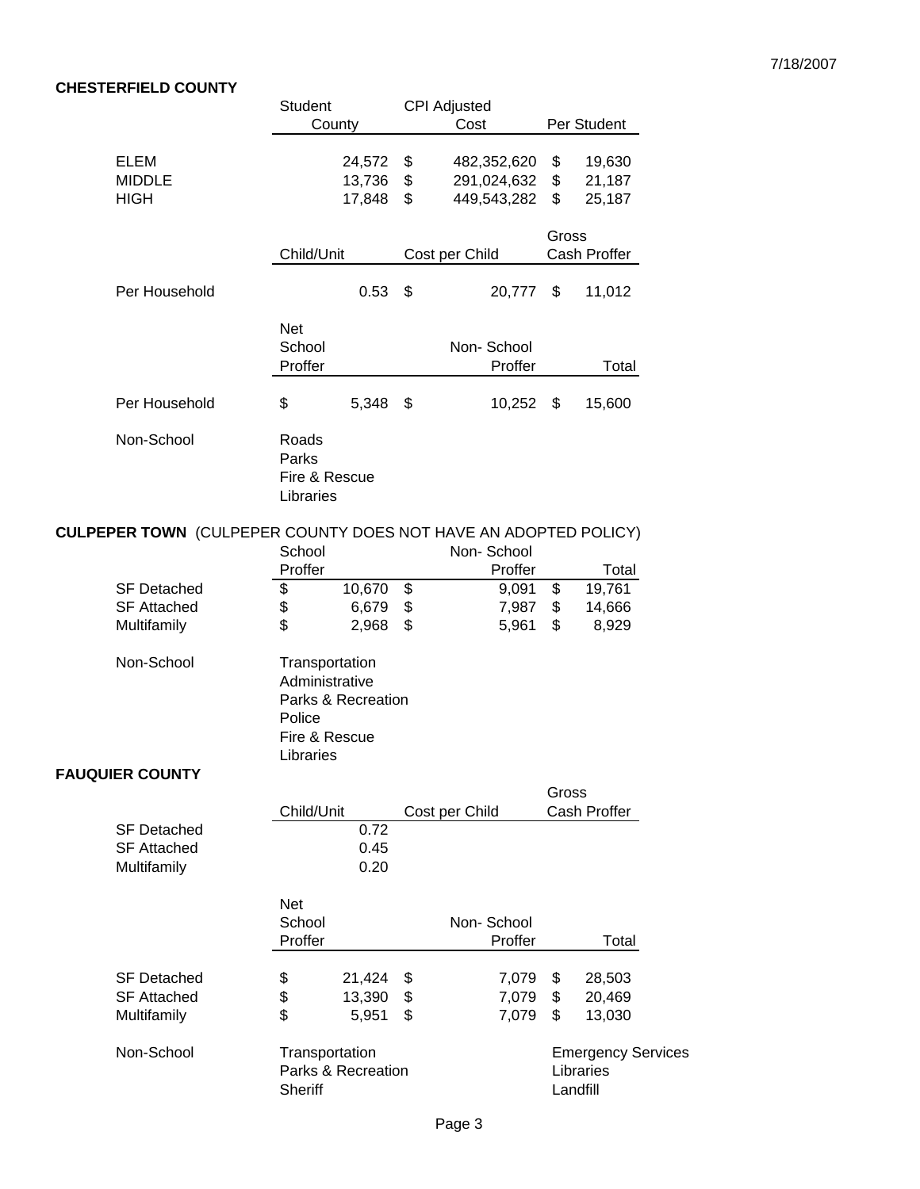7/18/2007

## CHESTERFIELD COUNTY

| | Student County | CPI Adjusted Cost | Per Student |
|---|---|---|---|
| ELEM | 24,572 | $ 482,352,620 | $ 19,630 |
| MIDDLE | 13,736 | $ 291,024,632 | $ 21,187 |
| HIGH | 17,848 | $ 449,543,282 | $ 25,187 |

| | Child/Unit | Cost per Child | Gross Cash Proffer |
|---|---|---|---|
| Per Household | 0.53 | $ 20,777 | $ 11,012 |

| | Net School Proffer | Non- School Proffer | Total |
|---|---|---|---|
| Per Household | $ 5,348 | $ 10,252 | $ 15,600 |

Non-School: Roads, Parks, Fire & Rescue, Libraries

## CULPEPER TOWN (CULPEPER COUNTY DOES NOT HAVE AN ADOPTED POLICY)

| | School Proffer | Non- School Proffer | Total |
|---|---|---|---|
| SF Detached | $ 10,670 | $ 9,091 | $ 19,761 |
| SF Attached | $ 6,679 | $ 7,987 | $ 14,666 |
| Multifamily | $ 2,968 | $ 5,961 | $ 8,929 |

Non-School: Transportation, Administrative, Parks & Recreation, Police, Fire & Rescue, Libraries

## FAUQUIER COUNTY

| | Child/Unit | Cost per Child | Gross Cash Proffer |
|---|---|---|---|
| SF Detached | 0.72 | | |
| SF Attached | 0.45 | | |
| Multifamily | 0.20 | | |

| | Net School Proffer | Non- School Proffer | Total |
|---|---|---|---|
| SF Detached | $ 21,424 | $ 7,079 | $ 28,503 |
| SF Attached | $ 13,390 | $ 7,079 | $ 20,469 |
| Multifamily | $ 5,951 | $ 7,079 | $ 13,030 |

Non-School: Transportation, Parks & Recreation, Sheriff, Emergency Services, Libraries, Landfill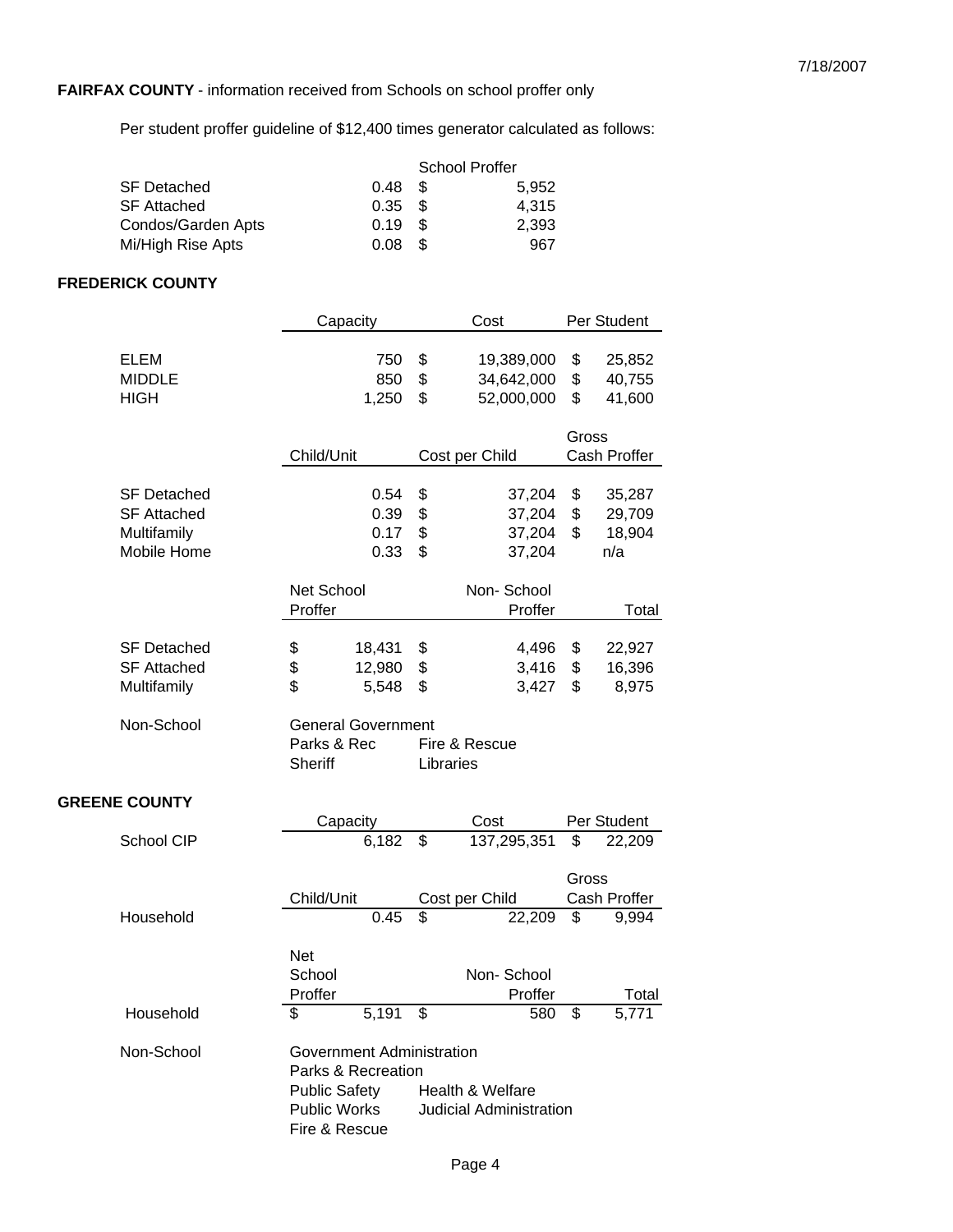**FAIRFAX COUNTY** - information received from Schools on school proffer only

Per student proffer guideline of $12,400 times generator calculated as follows:

| | | School Proffer |
|---|---|---|
| SF Detached | 0.48 | $ 5,952 |
| SF Attached | 0.35 | $ 4,315 |
| Condos/Garden Apts | 0.19 | $ 2,393 |
| Mi/High Rise Apts | 0.08 | $ 967 |

**FREDERICK COUNTY**

| | Capacity | Cost | Per Student |
|---|---|---|---|
| ELEM | 750 | $ 19,389,000 | $ 25,852 |
| MIDDLE | 850 | $ 34,642,000 | $ 40,755 |
| HIGH | 1,250 | $ 52,000,000 | $ 41,600 |

| | Child/Unit | Cost per Child | Gross Cash Proffer |
|---|---|---|---|
| SF Detached | 0.54 | $ 37,204 | $ 35,287 |
| SF Attached | 0.39 | $ 37,204 | $ 29,709 |
| Multifamily | 0.17 | $ 37,204 | $ 18,904 |
| Mobile Home | 0.33 | $ 37,204 | n/a |

| | Net School Proffer | Non- School Proffer | Total |
|---|---|---|---|
| SF Detached | $ 18,431 | $ 4,496 | $ 22,927 |
| SF Attached | $ 12,980 | $ 3,416 | $ 16,396 |
| Multifamily | $ 5,548 | $ 3,427 | $ 8,975 |

Non-School: General Government; Parks & Rec; Fire & Rescue; Sheriff; Libraries

**GREENE COUNTY**

| | Capacity | Cost | Per Student |
|---|---|---|---|
| School CIP | 6,182 | $ 137,295,351 | $ 22,209 |

| | Child/Unit | Cost per Child | Gross Cash Proffer |
|---|---|---|---|
| Household | 0.45 | $ 22,209 | $ 9,994 |

| | Net School Proffer | Non- School Proffer | Total |
|---|---|---|---|
| Household | $ 5,191 | $ 580 | $ 5,771 |

Non-School: Government Administration; Parks & Recreation; Public Safety; Health & Welfare; Public Works; Judicial Administration; Fire & Rescue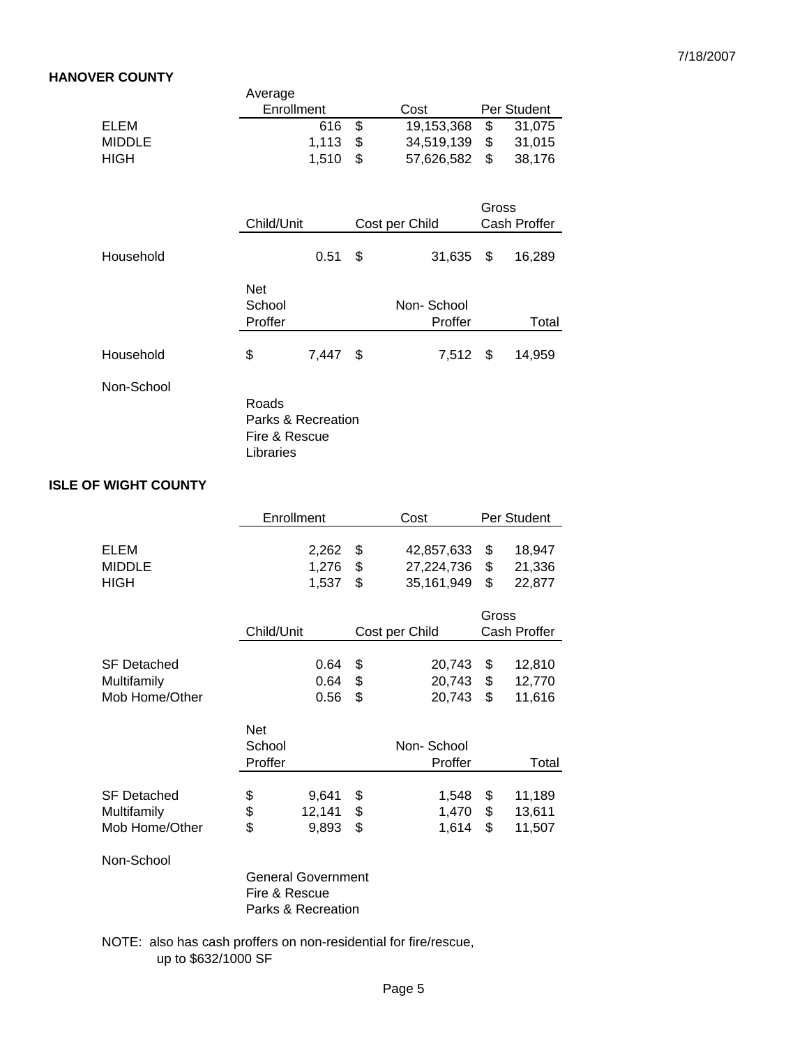7/18/2007

**HANOVER COUNTY**

| | Average Enrollment | Cost | Per Student |
|---|---|---|---|
| ELEM | 616 | $ 19,153,368 | $ 31,075 |
| MIDDLE | 1,113 | $ 34,519,139 | $ 31,015 |
| HIGH | 1,510 | $ 57,626,582 | $ 38,176 |

| | Child/Unit | Cost per Child | Gross Cash Proffer |
|---|---|---|---|
| Household | 0.51 | $ 31,635 | $ 16,289 |

| | Net School Proffer | Non- School Proffer | Total |
|---|---|---|---|
| Household | $ 7,447 | $ 7,512 | $ 14,959 |

Non-School

- Roads
- Parks & Recreation
- Fire & Rescue
- Libraries

**ISLE OF WIGHT COUNTY**

| | Enrollment | Cost | Per Student |
|---|---|---|---|
| ELEM | 2,262 | $ 42,857,633 | $ 18,947 |
| MIDDLE | 1,276 | $ 27,224,736 | $ 21,336 |
| HIGH | 1,537 | $ 35,161,949 | $ 22,877 |

| | Child/Unit | Cost per Child | Gross Cash Proffer |
|---|---|---|---|
| SF Detached | 0.64 | $ 20,743 | $ 12,810 |
| Multifamily | 0.64 | $ 20,743 | $ 12,770 |
| Mob Home/Other | 0.56 | $ 20,743 | $ 11,616 |

| | Net School Proffer | Non- School Proffer | Total |
|---|---|---|---|
| SF Detached | $ 9,641 | $ 1,548 | $ 11,189 |
| Multifamily | $ 12,141 | $ 1,470 | $ 13,611 |
| Mob Home/Other | $ 9,893 | $ 1,614 | $ 11,507 |

Non-School

- General Government
- Fire & Rescue
- Parks & Recreation

NOTE: also has cash proffers on non-residential for fire/rescue, up to $632/1000 SF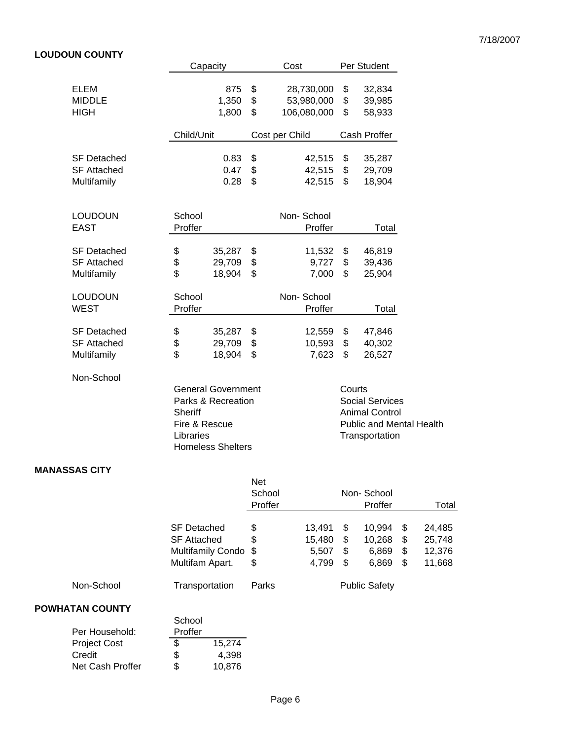## LOUDOUN COUNTY

| | Capacity | Cost | Per Student |
|---|---|---|---|
| ELEM | 875 | $ 28,730,000 | $ 32,834 |
| MIDDLE | 1,350 | $ 53,980,000 | $ 39,985 |
| HIGH | 1,800 | $ 106,080,000 | $ 58,933 |

| | Child/Unit | Cost per Child | Cash Proffer |
|---|---|---|---|
| SF Detached | 0.83 | $ 42,515 | $ 35,287 |
| SF Attached | 0.47 | $ 42,515 | $ 29,709 |
| Multifamily | 0.28 | $ 42,515 | $ 18,904 |

| LOUDOUN EAST | School Proffer | Non- School Proffer | Total |
|---|---|---|---|
| SF Detached | $ 35,287 | $ 11,532 | $ 46,819 |
| SF Attached | $ 29,709 | $ 9,727 | $ 39,436 |
| Multifamily | $ 18,904 | $ 7,000 | $ 25,904 |

| LOUDOUN WEST | School Proffer | Non- School Proffer | Total |
|---|---|---|---|
| SF Detached | $ 35,287 | $ 12,559 | $ 47,846 |
| SF Attached | $ 29,709 | $ 10,593 | $ 40,302 |
| Multifamily | $ 18,904 | $ 7,623 | $ 26,527 |

Non-School

| | |
|---|---|
| General Government | Courts |
| Parks & Recreation | Social Services |
| Sheriff | Animal Control |
| Fire & Rescue | Public and Mental Health |
| Libraries | Transportation |
| Homeless Shelters | |

## MANASSAS CITY

| | Net School Proffer | Non- School Proffer | Total |
|---|---|---|---|
| SF Detached | $ 13,491 | $ 10,994 | $ 24,485 |
| SF Attached | $ 15,480 | $ 10,268 | $ 25,748 |
| Multifamily Condo | $ 5,507 | $ 6,869 | $ 12,376 |
| Multifam Apart. | $ 4,799 | $ 6,869 | $ 11,668 |

Non-School: Transportation, Parks, Public Safety

## POWHATAN COUNTY

| Per Household: | School Proffer |
|---|---|
| Project Cost | $ 15,274 |
| Credit | $ 4,398 |
| Net Cash Proffer | $ 10,876 |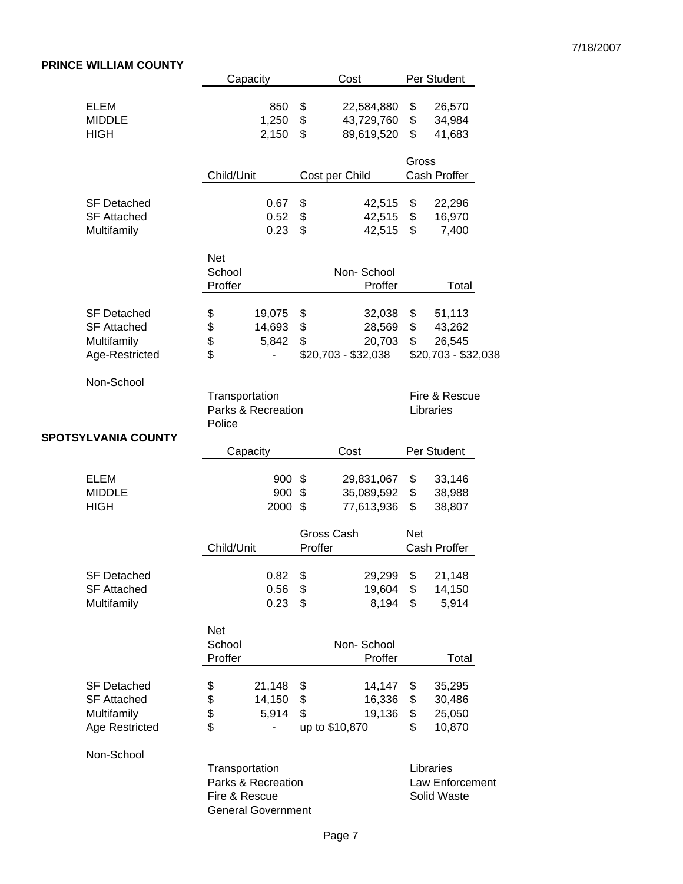## PRINCE WILLIAM COUNTY

| | Capacity | Cost | Per Student |
|---|---|---|---|
| ELEM | 850 | $ 22,584,880 | $ 26,570 |
| MIDDLE | 1,250 | $ 43,729,760 | $ 34,984 |
| HIGH | 2,150 | $ 89,619,520 | $ 41,683 |

| | Child/Unit | Cost per Child | Gross Cash Proffer |
|---|---|---|---|
| SF Detached | 0.67 | $ 42,515 | $ 22,296 |
| SF Attached | 0.52 | $ 42,515 | $ 16,970 |
| Multifamily | 0.23 | $ 42,515 | $ 7,400 |

| | Net School Proffer | Non- School Proffer | Total |
|---|---|---|---|
| SF Detached | $ 19,075 | $ 32,038 | $ 51,113 |
| SF Attached | $ 14,693 | $ 28,569 | $ 43,262 |
| Multifamily | $ 5,842 | $ 20,703 | $ 26,545 |
| Age-Restricted | $ - | $20,703 - $32,038 | $20,703 - $32,038 |

Non-School

- Transportation
- Parks & Recreation
- Police
- Fire & Rescue
- Libraries

## SPOTSYLVANIA COUNTY

| | Capacity | Cost | Per Student |
|---|---|---|---|
| ELEM | 900 | $ 29,831,067 | $ 33,146 |
| MIDDLE | 900 | $ 35,089,592 | $ 38,988 |
| HIGH | 2000 | $ 77,613,936 | $ 38,807 |

| | Child/Unit | Gross Cash Proffer | Net Cash Proffer |
|---|---|---|---|
| SF Detached | 0.82 | $ 29,299 | $ 21,148 |
| SF Attached | 0.56 | $ 19,604 | $ 14,150 |
| Multifamily | 0.23 | $ 8,194 | $ 5,914 |

| | Net School Proffer | Non- School Proffer | Total |
|---|---|---|---|
| SF Detached | $ 21,148 | $ 14,147 | $ 35,295 |
| SF Attached | $ 14,150 | $ 16,336 | $ 30,486 |
| Multifamily | $ 5,914 | $ 19,136 | $ 25,050 |
| Age Restricted | $ - | up to $10,870 | $ 10,870 |

Non-School

- Transportation
- Parks & Recreation
- Fire & Rescue
- General Government
- Libraries
- Law Enforcement
- Solid Waste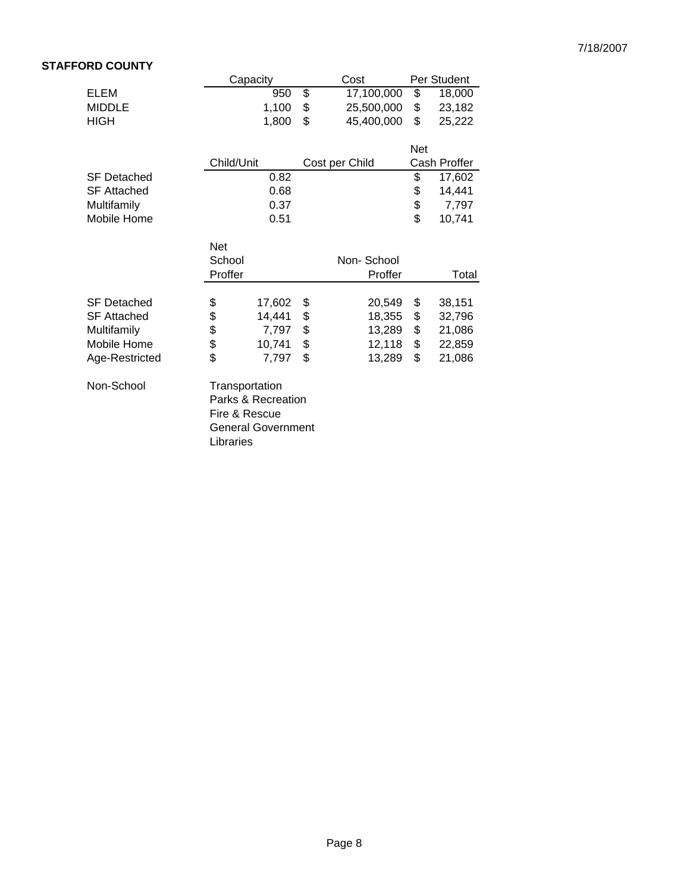7/18/2007

**STAFFORD COUNTY**

| | Capacity | Cost | Per Student |
|---|---|---|---|
| ELEM | 950 | $ 17,100,000 | $ 18,000 |
| MIDDLE | 1,100 | $ 25,500,000 | $ 23,182 |
| HIGH | 1,800 | $ 45,400,000 | $ 25,222 |

| | Child/Unit | Cost per Child | Net Cash Proffer |
|---|---|---|---|
| SF Detached | 0.82 | | $ 17,602 |
| SF Attached | 0.68 | | $ 14,441 |
| Multifamily | 0.37 | | $ 7,797 |
| Mobile Home | 0.51 | | $ 10,741 |

| | Net School Proffer | Non- School Proffer | Total |
|---|---|---|---|
| SF Detached | $ 17,602 | $ 20,549 | $ 38,151 |
| SF Attached | $ 14,441 | $ 18,355 | $ 32,796 |
| Multifamily | $ 7,797 | $ 13,289 | $ 21,086 |
| Mobile Home | $ 10,741 | $ 12,118 | $ 22,859 |
| Age-Restricted | $ 7,797 | $ 13,289 | $ 21,086 |

Non-School

- Transportation
- Parks & Recreation
- Fire & Rescue
- General Government
- Libraries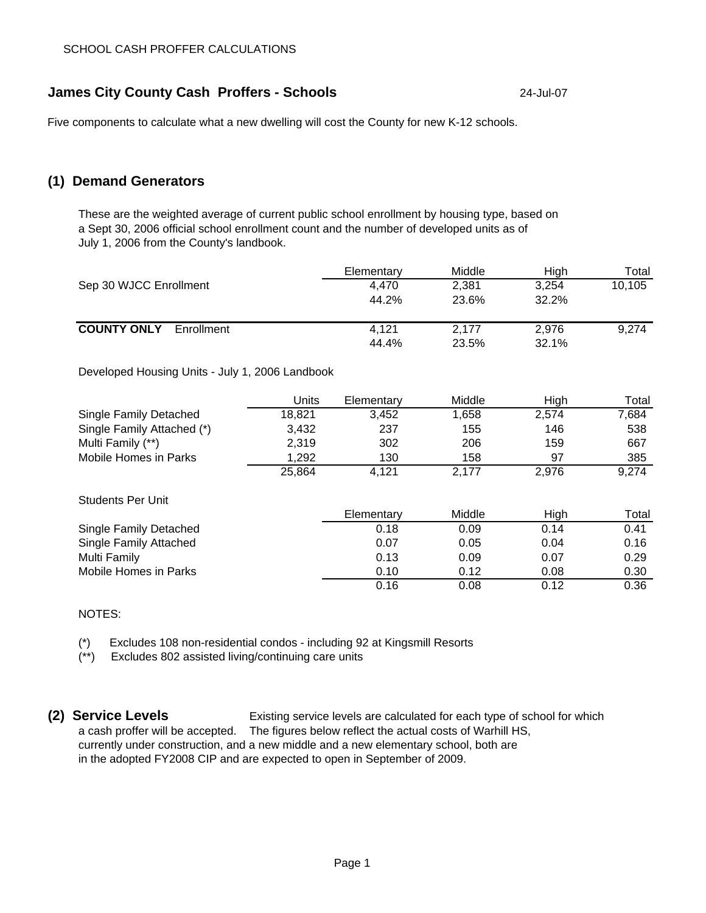SCHOOL CASH PROFFER CALCULATIONS

## James City County Cash Proffers - Schools

24-Jul-07

Five components to calculate what a new dwelling will cost the County for new K-12 schools.

### (1) Demand Generators

These are the weighted average of current public school enrollment by housing type, based on a Sept 30, 2006 official school enrollment count and the number of developed units as of July 1, 2006 from the County's landbook.

| | Elementary | Middle | High | Total |
|---|---|---|---|---|
| Sep 30 WJCC Enrollment | 4,470 | 2,381 | 3,254 | 10,105 |
| | 44.2% | 23.6% | 32.2% | |
| **COUNTY ONLY** Enrollment | 4,121 | 2,177 | 2,976 | 9,274 |
| | 44.4% | 23.5% | 32.1% | |

Developed Housing Units - July 1, 2006 Landbook

| | Units | Elementary | Middle | High | Total |
|---|---|---|---|---|---|
| Single Family Detached | 18,821 | 3,452 | 1,658 | 2,574 | 7,684 |
| Single Family Attached (*) | 3,432 | 237 | 155 | 146 | 538 |
| Multi Family (**) | 2,319 | 302 | 206 | 159 | 667 |
| Mobile Homes in Parks | 1,292 | 130 | 158 | 97 | 385 |
| | 25,864 | 4,121 | 2,177 | 2,976 | 9,274 |

Students Per Unit

| | Elementary | Middle | High | Total |
|---|---|---|---|---|
| Single Family Detached | 0.18 | 0.09 | 0.14 | 0.41 |
| Single Family Attached | 0.07 | 0.05 | 0.04 | 0.16 |
| Multi Family | 0.13 | 0.09 | 0.07 | 0.29 |
| Mobile Homes in Parks | 0.10 | 0.12 | 0.08 | 0.30 |
| | 0.16 | 0.08 | 0.12 | 0.36 |

NOTES:

(*) Excludes 108 non-residential condos - including 92 at Kingsmill Resorts

(**) Excludes 802 assisted living/continuing care units

### (2) Service Levels

Existing service levels are calculated for each type of school for which a cash proffer will be accepted. The figures below reflect the actual costs of Warhill HS, currently under construction, and a new middle and a new elementary school, both are in the adopted FY2008 CIP and are expected to open in September of 2009.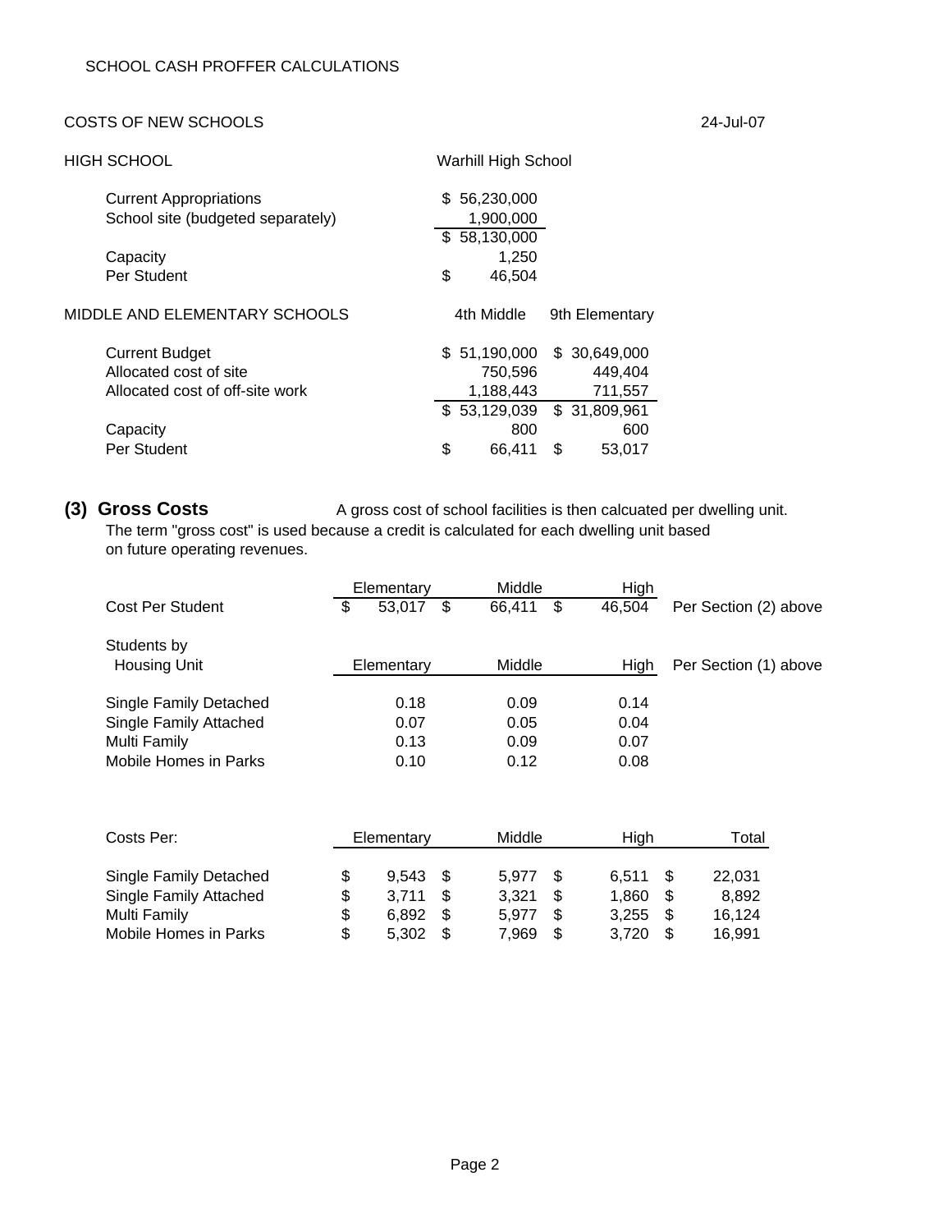SCHOOL CASH PROFFER CALCULATIONS

COSTS OF NEW SCHOOLS 24-Jul-07

| HIGH SCHOOL | Warhill High School |
|---|---|
| Current Appropriations | $ 56,230,000 |
| School site (budgeted separately) | 1,900,000 |
| | $ 58,130,000 |
| Capacity | 1,250 |
| Per Student | $ 46,504 |

| MIDDLE AND ELEMENTARY SCHOOLS | 4th Middle | 9th Elementary |
|---|---|---|
| Current Budget | $ 51,190,000 | $ 30,649,000 |
| Allocated cost of site | 750,596 | 449,404 |
| Allocated cost of off-site work | 1,188,443 | 711,557 |
| | $ 53,129,039 | $ 31,809,961 |
| Capacity | 800 | 600 |
| Per Student | $ 66,411 | $ 53,017 |

**(3) Gross Costs** A gross cost of school facilities is then calcuated per dwelling unit. The term "gross cost" is used because a credit is calculated for each dwelling unit based on future operating revenues.

| | Elementary | Middle | High | |
|---|---|---|---|---|
| Cost Per Student | $ 53,017 | $ 66,411 | $ 46,504 | Per Section (2) above |

| Students by Housing Unit | Elementary | Middle | High | Per Section (1) above |
|---|---|---|---|---|
| Single Family Detached | 0.18 | 0.09 | 0.14 | |
| Single Family Attached | 0.07 | 0.05 | 0.04 | |
| Multi Family | 0.13 | 0.09 | 0.07 | |
| Mobile Homes in Parks | 0.10 | 0.12 | 0.08 | |

| Costs Per: | Elementary | Middle | High | Total |
|---|---|---|---|---|
| Single Family Detached | $ 9,543 | $ 5,977 | $ 6,511 | $ 22,031 |
| Single Family Attached | $ 3,711 | $ 3,321 | $ 1,860 | $ 8,892 |
| Multi Family | $ 6,892 | $ 5,977 | $ 3,255 | $ 16,124 |
| Mobile Homes in Parks | $ 5,302 | $ 7,969 | $ 3,720 | $ 16,991 |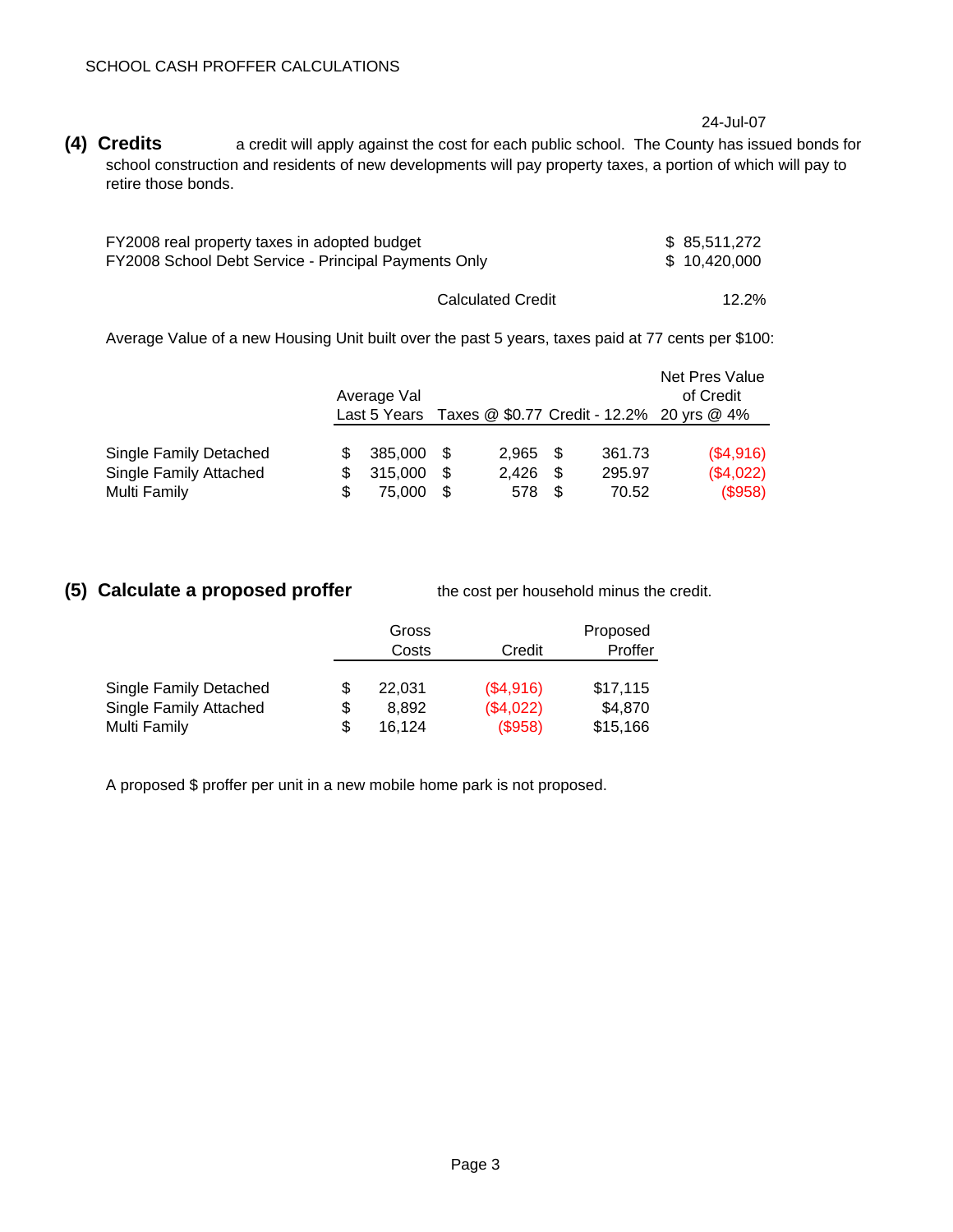SCHOOL CASH PROFFER CALCULATIONS

24-Jul-07

**(4) Credits** a credit will apply against the cost for each public school. The County has issued bonds for school construction and residents of new developments will pay property taxes, a portion of which will pay to retire those bonds.

| | |
|---|---|
| FY2008 real property taxes in adopted budget | $ 85,511,272 |
| FY2008 School Debt Service - Principal Payments Only | $ 10,420,000 |
| Calculated Credit | 12.2% |

Average Value of a new Housing Unit built over the past 5 years, taxes paid at 77 cents per $100:

| | Average Val Last 5 Years | Taxes @ $0.77 | Credit - 12.2% | Net Pres Value of Credit 20 yrs @ 4% |
|---|---|---|---|---|
| Single Family Detached | $ 385,000 | $ 2,965 | $ 361.73 | ($4,916) |
| Single Family Attached | $ 315,000 | $ 2,426 | $ 295.97 | ($4,022) |
| Multi Family | $ 75,000 | $ 578 | $ 70.52 | ($958) |

**(5) Calculate a proposed proffer** the cost per household minus the credit.

| | Gross Costs | Credit | Proposed Proffer |
|---|---|---|---|
| Single Family Detached | $ 22,031 | ($4,916) | $17,115 |
| Single Family Attached | $ 8,892 | ($4,022) | $4,870 |
| Multi Family | $ 16,124 | ($958) | $15,166 |

A proposed $ proffer per unit in a new mobile home park is not proposed.